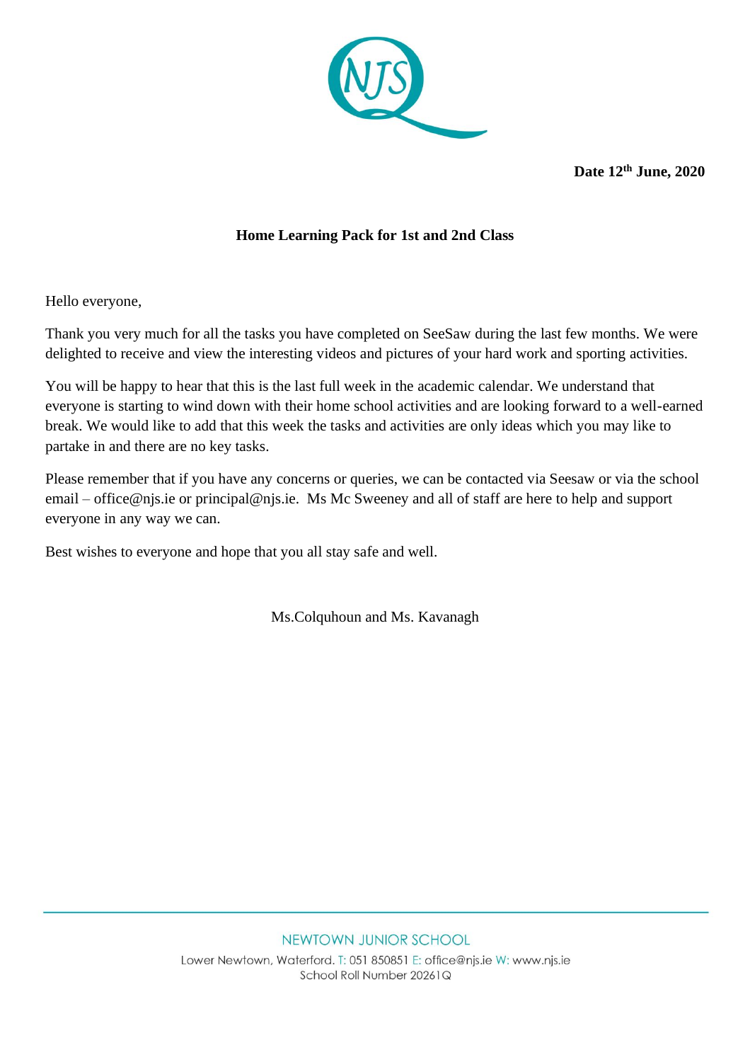**Date 12th June, 2020**

**Home Learning Pack for 1st and 2nd Class**

Hello everyone,

Thank you very much for all the tasks you have completed on SeeSaw during the last few months. We were delighted to receive and view the interesting videos and pictures of your hard work and sporting activities.

You will be happy to hear that this is the last full week in the academic calendar. We understand that everyone is starting to wind down with their home school activities and are looking forward to a well-earned break. We would like to add that this week the tasks and activities are only ideas which you may like to partake in and there are no key tasks.

Please remember that if you have any concerns or queries, we can be contacted via Seesaw or via the school email – office@njs.ie or principal@njs.ie.  Ms Mc Sweeney and all of staff are here to help and support everyone in any way we can.

Best wishes to everyone and hope that you all stay safe and well.

Ms.Colquhoun and Ms. Kavanagh

NEWTOWN JUNIOR SCHOOL

Lower Newtown, Waterford. T: 051 850851 E: office@njs.ie W: www.njs.ie

School Roll Number 20261Q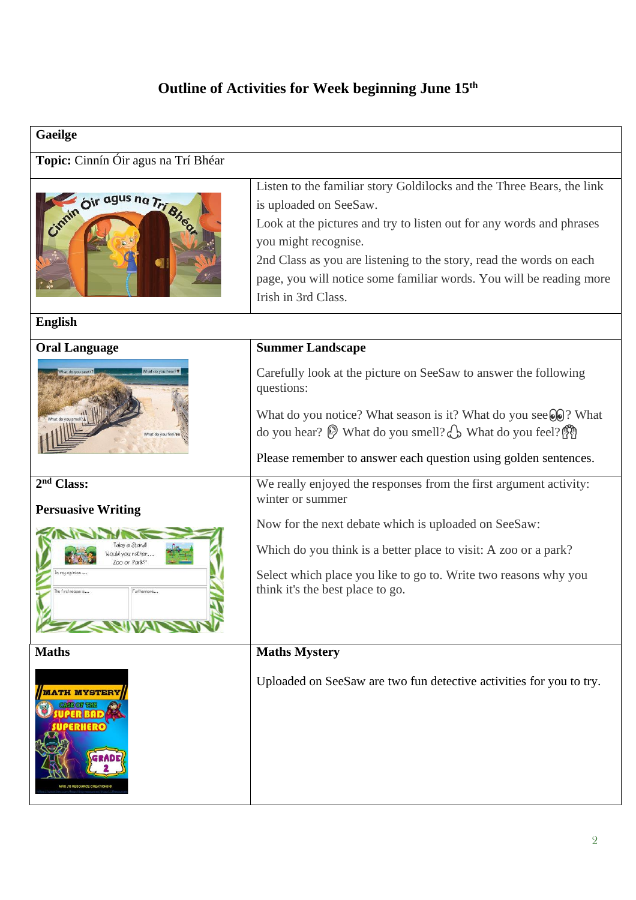# Outline of Activities for Week beginning June 15th

| **Gaeilge** | |
|---|---|
| **Topic:** Cinnín Óir agus na Trí Bhéar | |
| | Listen to the familiar story Goldilocks and the Three Bears, the link is uploaded on SeeSaw. Look at the pictures and try to listen out for any words and phrases you might recognise. 2nd Class as you are listening to the story, read the words on each page, you will notice some familiar words. You will be reading more Irish in 3rd Class. |
| **English** | |
| **Oral Language** | **Summer Landscape**<br><br>Carefully look at the picture on SeeSaw to answer the following questions:<br><br>What do you notice? What season is it? What do you see? What do you hear? What do you smell? What do you feel?<br><br>Please remember to answer each question using golden sentences. |
| **2nd Class:**<br><br>**Persuasive Writing** | We really enjoyed the responses from the first argument activity: winter or summer<br><br>Now for the next debate which is uploaded on SeeSaw:<br><br>Which do you think is a better place to visit: A zoo or a park?<br><br>Select which place you like to go to. Write two reasons why you think it's the best place to go. |
| **Maths** | **Maths Mystery**<br><br>Uploaded on SeeSaw are two fun detective activities for you to try. |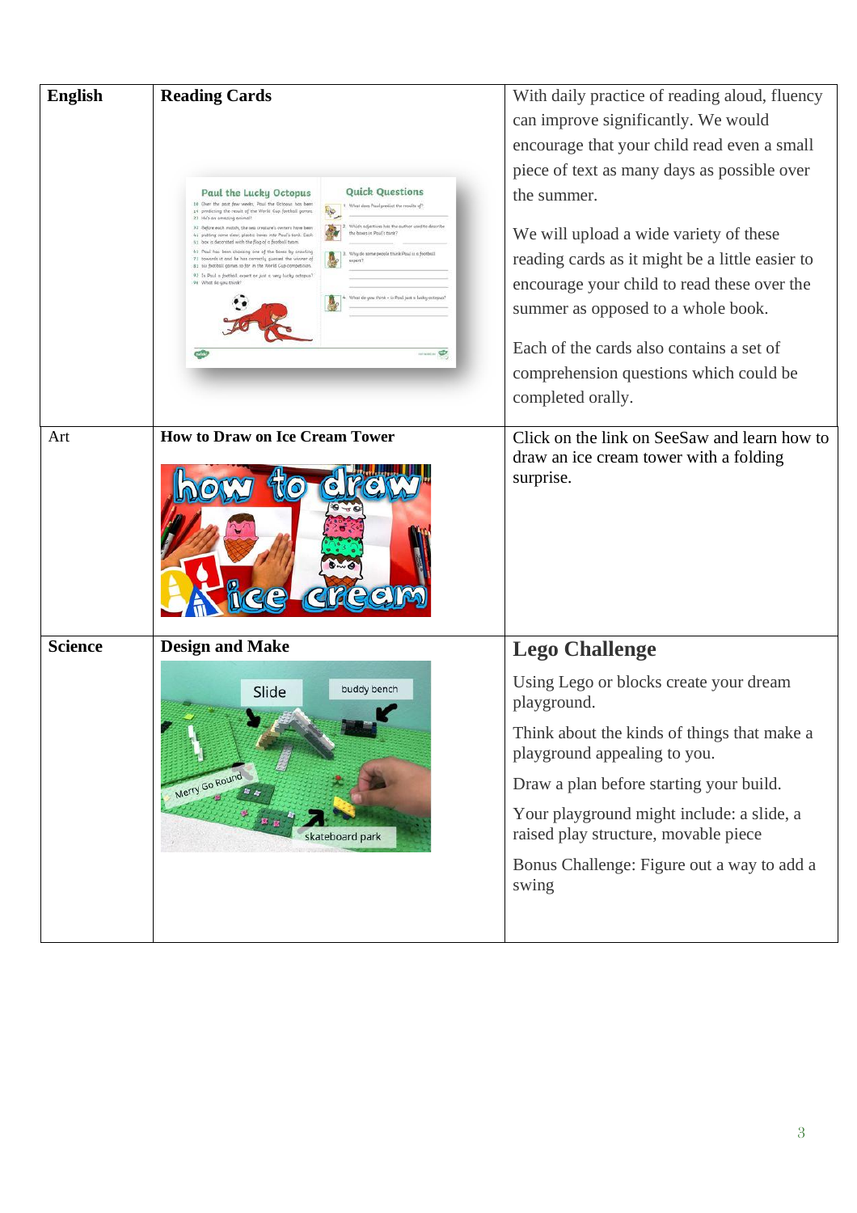| English | Reading Cards | With daily practice of reading aloud, fluency can improve significantly. We would encourage that your child read even a small piece of text as many days as possible over the summer.<br><br>We will upload a wide variety of these reading cards as it might be a little easier to encourage your child to read these over the summer as opposed to a whole book.<br><br>Each of the cards also contains a set of comprehension questions which could be completed orally. |
| --- | --- | --- |
| Art | **How to Draw on Ice Cream Tower** | Click on the link on SeeSaw and learn how to draw an ice cream tower with a folding surprise. |
| **Science** | **Design and Make** | **Lego Challenge**<br><br>Using Lego or blocks create your dream playground.<br><br>Think about the kinds of things that make a playground appealing to you.<br><br>Draw a plan before starting your build.<br><br>Your playground might include: a slide, a raised play structure, movable piece<br><br>Bonus Challenge: Figure out a way to add a swing |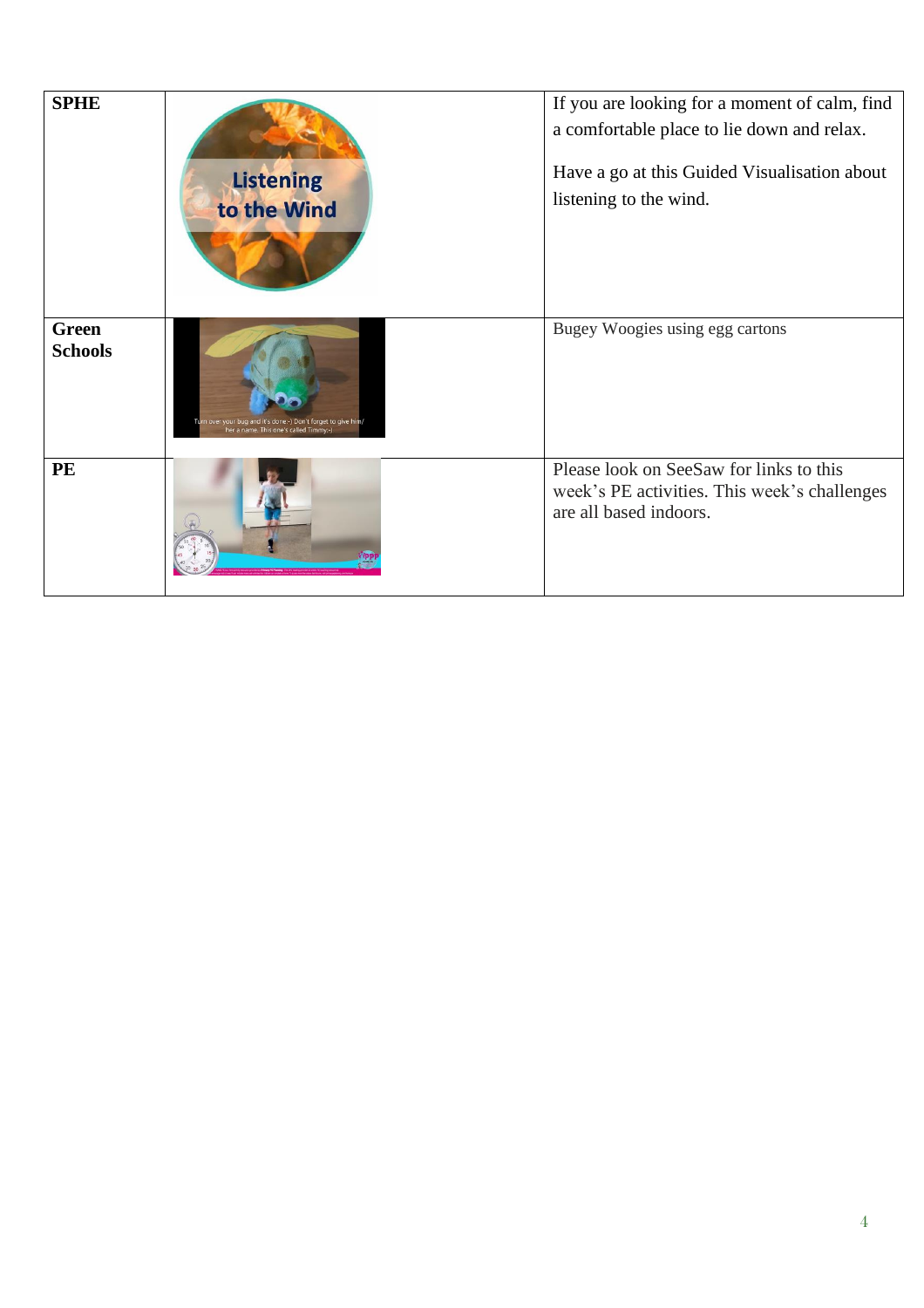| | | |
|---|---|---|
| **SPHE** | Listening to the Wind | If you are looking for a moment of calm, find a comfortable place to lie down and relax. <br><br> Have a go at this Guided Visualisation about listening to the wind. |
| **Green Schools** | Turn over your bug and it's done:-) Don't forget to give him/her a name. This one's called Timmy:-) | Bugey Woogies using egg cartons |
| **PE** | | Please look on SeeSaw for links to this week's PE activities. This week's challenges are all based indoors. |